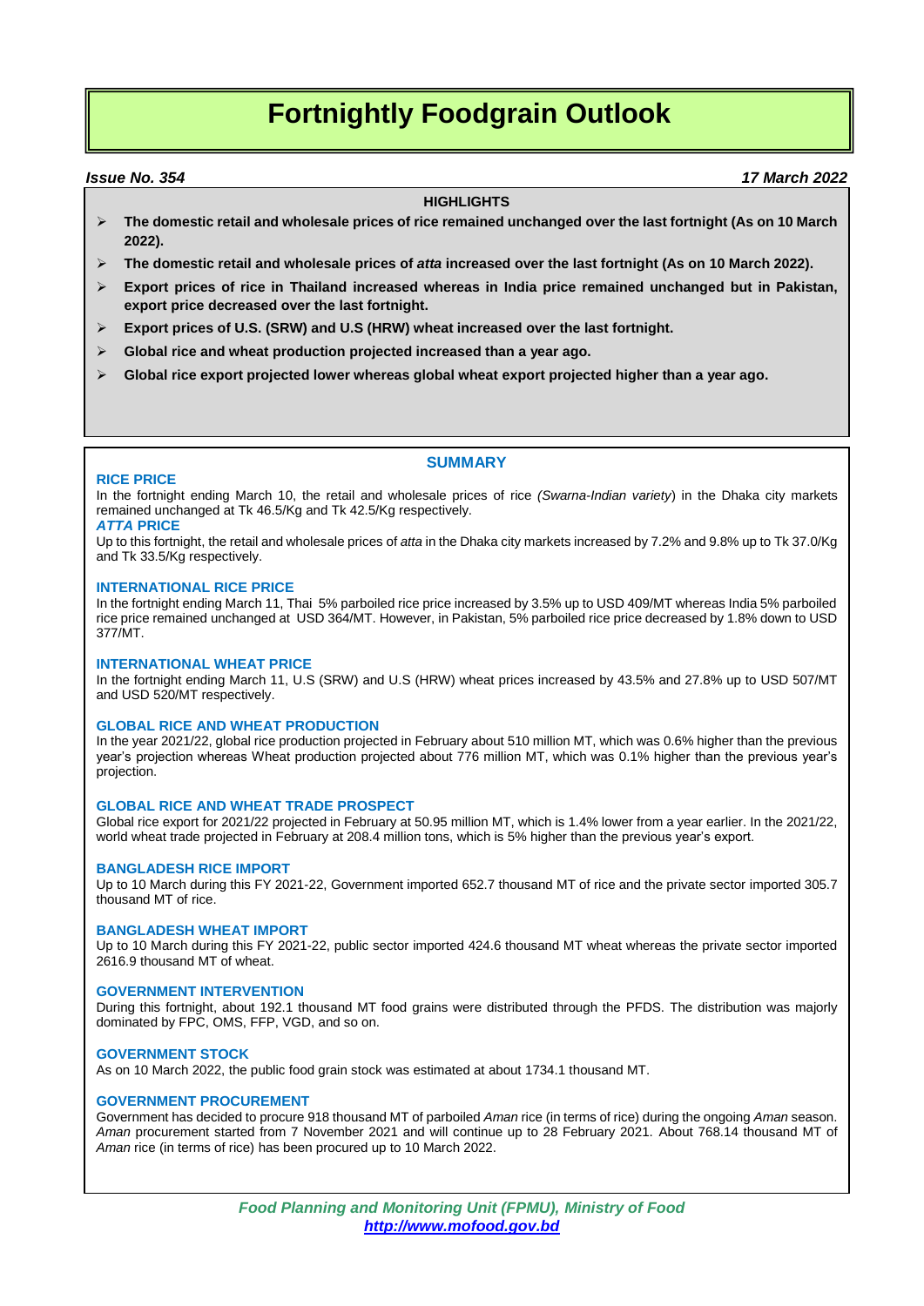# Fortnightly Foodgrain Outlook

***Issue No. 354*** ***17 March 2022***

**HIGHLIGHTS**

- **The domestic retail and wholesale prices of rice remained unchanged over the last fortnight (As on 10 March 2022).**
- **The domestic retail and wholesale prices of *atta* increased over the last fortnight (As on 10 March 2022).**
- **Export prices of rice in Thailand increased whereas in India price remained unchanged but in Pakistan, export price decreased over the last fortnight.**
- **Export prices of U.S. (SRW) and U.S (HRW) wheat increased over the last fortnight.**
- **Global rice and wheat production projected increased than a year ago.**
- **Global rice export projected lower whereas global wheat export projected higher than a year ago.**

## SUMMARY

### RICE PRICE

In the fortnight ending March 10, the retail and wholesale prices of rice *(Swarna-Indian variety*) in the Dhaka city markets remained unchanged at Tk 46.5/Kg and Tk 42.5/Kg respectively.

### *ATTA* PRICE

Up to this fortnight, the retail and wholesale prices of *atta* in the Dhaka city markets increased by 7.2% and 9.8% up to Tk 37.0/Kg and Tk 33.5/Kg respectively.

### INTERNATIONAL RICE PRICE

In the fortnight ending March 11, Thai 5% parboiled rice price increased by 3.5% up to USD 409/MT whereas India 5% parboiled rice price remained unchanged at USD 364/MT. However, in Pakistan, 5% parboiled rice price decreased by 1.8% down to USD 377/MT.

### INTERNATIONAL WHEAT PRICE

In the fortnight ending March 11, U.S (SRW) and U.S (HRW) wheat prices increased by 43.5% and 27.8% up to USD 507/MT and USD 520/MT respectively.

### GLOBAL RICE AND WHEAT PRODUCTION

In the year 2021/22, global rice production projected in February about 510 million MT, which was 0.6% higher than the previous year's projection whereas Wheat production projected about 776 million MT, which was 0.1% higher than the previous year's projection.

### GLOBAL RICE AND WHEAT TRADE PROSPECT

Global rice export for 2021/22 projected in February at 50.95 million MT, which is 1.4% lower from a year earlier. In the 2021/22, world wheat trade projected in February at 208.4 million tons, which is 5% higher than the previous year's export.

### BANGLADESH RICE IMPORT

Up to 10 March during this FY 2021-22, Government imported 652.7 thousand MT of rice and the private sector imported 305.7 thousand MT of rice.

### BANGLADESH WHEAT IMPORT

Up to 10 March during this FY 2021-22, public sector imported 424.6 thousand MT wheat whereas the private sector imported 2616.9 thousand MT of wheat.

### GOVERNMENT INTERVENTION

During this fortnight, about 192.1 thousand MT food grains were distributed through the PFDS. The distribution was majorly dominated by FPC, OMS, FFP, VGD, and so on.

### GOVERNMENT STOCK

As on 10 March 2022, the public food grain stock was estimated at about 1734.1 thousand MT.

### GOVERNMENT PROCUREMENT

Government has decided to procure 918 thousand MT of parboiled *Aman* rice (in terms of rice) during the ongoing *Aman* season. *Aman* procurement started from 7 November 2021 and will continue up to 28 February 2021. About 768.14 thousand MT of *Aman* rice (in terms of rice) has been procured up to 10 March 2022.

***Food Planning and Monitoring Unit (FPMU), Ministry of Food***
***http://www.mofood.gov.bd***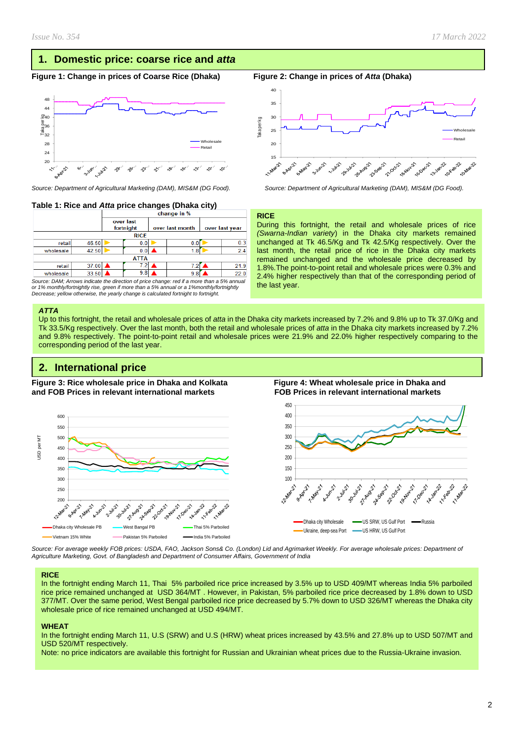## 1. Domestic price: coarse rice and *atta*

**Figure 1: Change in prices of Coarse Rice (Dhaka)**

Source: Department of Agricultural Marketing (DAM), MIS&M (DG Food).

**Figure 2: Change in prices of *Atta* (Dhaka)**

Source: Department of Agricultural Marketing (DAM), MIS&M (DG Food).

**Table 1: Rice and *Atta* price changes (Dhaka city)**

| | | change in % | | |
|---|---|---|---|---|
| | | over last fortnight | over last month | over last year |
| **RICE** | | | | |
| retail | 46.50 | 0.0 | 0.0 | 0.3 |
| wholesale | 42.50 | 0.0 | 1.8 | 2.4 |
| **ATTA** | | | | |
| retail | 37.00 | 7.2 | 7.2 | 21.9 |
| wholesale | 33.50 | 9.8 | 9.8 | 22.0 |

*Source: DAM; Arrows indicate the direction of price change: red if a more than a 5% annual or 1% monthly/fortnightly rise, green if more than a 5% annual or a 1%monthly/fortnightly Decrease; yellow otherwise, the yearly change is calculated fortnight to fortnight.*

**RICE**

During this fortnight, the retail and wholesale prices of rice *(Swarna-Indian variety*) in the Dhaka city markets remained unchanged at Tk 46.5/Kg and Tk 42.5/Kg respectively. Over the last month, the retail price of rice in the Dhaka city markets remained unchanged and the wholesale price decreased by 1.8%.The point-to-point retail and wholesale prices were 0.3% and 2.4% higher respectively than that of the corresponding period of the last year.

***ATTA***

Up to this fortnight, the retail and wholesale prices of *atta* in the Dhaka city markets increased by 7.2% and 9.8% up to Tk 37.0/Kg and Tk 33.5/Kg respectively. Over the last month, both the retail and wholesale prices of *atta* in the Dhaka city markets increased by 7.2% and 9.8% respectively. The point-to-point retail and wholesale prices were 21.9% and 22.0% higher respectively comparing to the corresponding period of the last year.

## 2. International price

**Figure 3: Rice wholesale price in Dhaka and Kolkata and FOB Prices in relevant international markets**

**Figure 4: Wheat wholesale price in Dhaka and FOB Prices in relevant international markets**

*Source: For average weekly FOB prices: USDA, FAO, Jackson Sons& Co. (London) Lid and Agrimarket Weekly. For average wholesale prices: Department of Agriculture Marketing, Govt. of Bangladesh and Department of Consumer Affairs, Government of India*

**RICE**

In the fortnight ending March 11, Thai 5% parboiled rice price increased by 3.5% up to USD 409/MT whereas India 5% parboiled rice price remained unchanged at USD 364/MT . However, in Pakistan, 5% parboiled rice price decreased by 1.8% down to USD 377/MT. Over the same period, West Bengal parboiled rice price decreased by 5.7% down to USD 326/MT whereas the Dhaka city wholesale price of rice remained unchanged at USD 494/MT.

**WHEAT**

In the fortnight ending March 11, U.S (SRW) and U.S (HRW) wheat prices increased by 43.5% and 27.8% up to USD 507/MT and USD 520/MT respectively.

Note: no price indicators are available this fortnight for Russian and Ukrainian wheat prices due to the Russia-Ukraine invasion.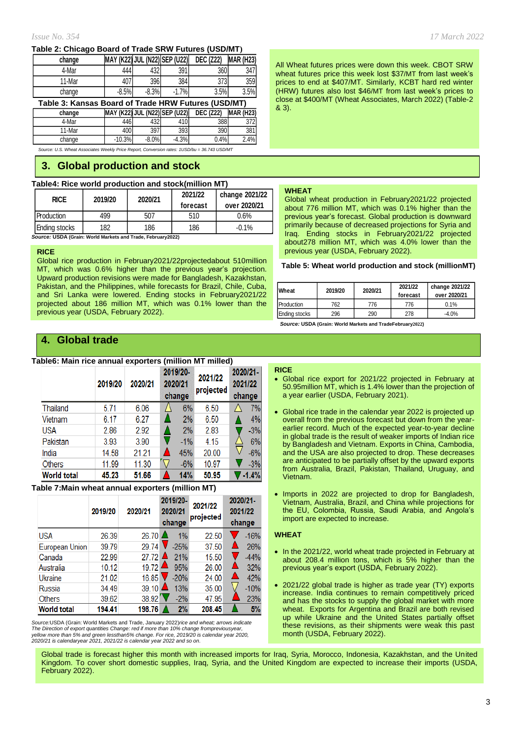**Table 2: Chicago Board of Trade SRW Futures (USD/MT)**

| change | MAY (K22) | JUL (N22) | SEP (U22) | DEC (Z22) | MAR (H23) |
|---|---|---|---|---|---|
| 4-Mar | 444 | 432 | 391 | 360 | 347 |
| 11-Mar | 407 | 396 | 384 | 373 | 359 |
| change | -8.5% | -8.3% | -1.7% | 3.5% | 3.5% |

**Table 3: Kansas Board of Trade HRW Futures (USD/MT)**

| change | MAY (K22) | JUL (N22) | SEP (U22) | DEC (Z22) | MAR (H23) |
|---|---|---|---|---|---|
| 4-Mar | 446 | 432 | 410 | 388 | 372 |
| 11-Mar | 400 | 397 | 393 | 390 | 381 |
| change | -10.3% | -8.0% | -4.3% | 0.4% | 2.4% |

*Source: U.S. Wheat Associates Weekly Price Report, Conversion rates: 1USD/bu = 36.743 USD/MT*

All Wheat futures prices were down this week. CBOT SRW wheat futures price this week lost $37/MT from last week's prices to end at $407/MT. Similarly, KCBT hard red winter (HRW) futures also lost $46/MT from last week's prices to close at $400/MT (Wheat Associates, March 2022) (Table-2 & 3).

## 3. Global production and stock

**Table4: Rice world production and stock(million MT)**

| RICE | 2019/20 | 2020/21 | 2021/22 forecast | change 2021/22 over 2020/21 |
|---|---|---|---|---|
| Production | 499 | 507 | 510 | 0.6% |
| Ending stocks | 182 | 186 | 186 | -0.1% |

***Source:*** **USDA (Grain: World Markets and Trade, February2022)**

**RICE**

Global rice production in February2021/22projectedabout 510million MT, which was 0.6% higher than the previous year's projection. Upward production revisions were made for Bangladesh, Kazakhstan, Pakistan, and the Philippines, while forecasts for Brazil, Chile, Cuba, and Sri Lanka were lowered. Ending stocks in February2021/22 projected about 186 million MT, which was 0.1% lower than the previous year (USDA, February 2022).

**WHEAT**

Global wheat production in February2021/22 projected about 776 million MT, which was 0.1% higher than the previous year's forecast. Global production is downward primarily because of decreased projections for Syria and Iraq. Ending stocks in February2021/22 projected about278 million MT, which was 4.0% lower than the previous year (USDA, February 2022).

**Table 5: Wheat world production and stock (millionMT)**

| Wheat | 2019/20 | 2020/21 | 2021/22 forecast | change 2021/22 over 2020/21 |
|---|---|---|---|---|
| Production | 762 | 776 | 776 | 0.1% |
| Ending stocks | 296 | 290 | 278 | -4.0% |

***Source:*** **USDA (Grain: World Markets and TradeFebruary2022)**

## 4. Global trade

**Table6: Main rice annual exporters (million MT milled)**

| | 2019/20 | 2020/21 | 2019/20-2020/21 change | 2021/22 projected | 2020/21-2021/22 change |
|---|---|---|---|---|---|
| Thailand | 5.71 | 6.06 | 6% | 6.50 | 7% |
| Vietnam | 6.17 | 6.27 | 2% | 6.50 | 4% |
| USA | 2.86 | 2.92 | 2% | 2.83 | -3% |
| Pakistan | 3.93 | 3.90 | -1% | 4.15 | 6% |
| India | 14.58 | 21.21 | 45% | 20.00 | -6% |
| Others | 11.99 | 11.30 | -6% | 10.97 | -3% |
| **World total** | **45.23** | **51.66** | **14%** | **50.95** | **-1.4%** |

**Table 7:Main wheat annual exporters (million MT)**

| | 2019/20 | 2020/21 | 2019/20-2020/21 change | 2021/22 projected | 2020/21-2021/22 change |
|---|---|---|---|---|---|
| USA | 26.39 | 26.70 | 1% | 22.50 | -16% |
| European Union | 39.79 | 29.74 | -25% | 37.50 | 26% |
| Canada | 22.99 | 27.72 | 21% | 15.50 | -44% |
| Australia | 10.12 | 19.72 | 95% | 26.00 | 32% |
| Ukraine | 21.02 | 16.85 | -20% | 24.00 | 42% |
| Russia | 34.49 | 39.10 | 13% | 35.00 | -10% |
| Others | 39.62 | 38.92 | -2% | 47.95 | 23% |
| **World total** | **194.41** | **198.76** | **2%** | **208.45** | **5%** |

*Source:USDA (Grain: World Markets and Trade, January 2022)rice and wheat; arrows indicate The Direction of export quantities Change: red if more than 10% change frompreviousyear, yellow more than 5% and green lessthan5% change. For rice, 2019/20 is calendar year 2020, 2020/21 is calendaryear 2021, 2021/22 is calendar year 2022 and so on.*

**RICE**

- Global rice export for 2021/22 projected in February at 50.95million MT, which is 1.4% lower than the projection of a year earlier (USDA, February 2021).
- Global rice trade in the calendar year 2022 is projected up overall from the previous forecast but down from the year-earlier record. Much of the expected year-to-year decline in global trade is the result of weaker imports of Indian rice by Bangladesh and Vietnam. Exports in China, Cambodia, and the USA are also projected to drop. These decreases are anticipated to be partially offset by the upward exports from Australia, Brazil, Pakistan, Thailand, Uruguay, and Vietnam.
- Imports in 2022 are projected to drop for Bangladesh, Vietnam, Australia, Brazil, and China while projections for the EU, Colombia, Russia, Saudi Arabia, and Angola's import are expected to increase.

**WHEAT**

- In the 2021/22, world wheat trade projected in February at about 208.4 million tons, which is 5% higher than the previous year's export (USDA, February 2022).
- 2021/22 global trade is higher as trade year (TY) exports increase. India continues to remain competitively priced and has the stocks to supply the global market with more wheat. Exports for Argentina and Brazil are both revised up while Ukraine and the United States partially offset these revisions, as their shipments were weak this past month (USDA, February 2022).

Global trade is forecast higher this month with increased imports for Iraq, Syria, Morocco, Indonesia, Kazakhstan, and the United Kingdom. To cover short domestic supplies, Iraq, Syria, and the United Kingdom are expected to increase their imports (USDA, February 2022).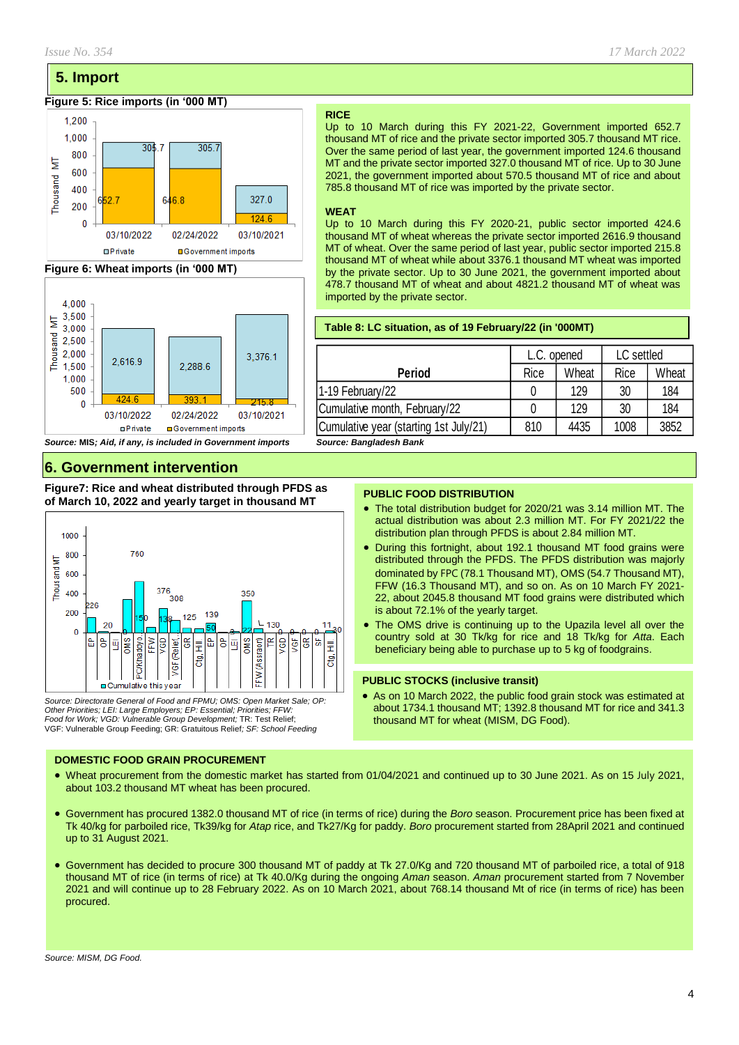## 5. Import

**Figure 5: Rice imports (in '000 MT)**

1,200
1,000
800
600
400
200
0
Thousand MT
305.7
305.7
652.7
646.8
327.0
124.6
03/10/2022
02/24/2022
03/10/2021
Private
Government imports

**Figure 6: Wheat imports (in '000 MT)**

4,000
3,500
3,000
2,500
2,000
1,500
1,000
500
0
Thousand MT
2,616.9
2,288.6
3,376.1
424.6
393.1
215.8
03/10/2022
02/24/2022
03/10/2021
Private
Government imports

***Source: MIS; Aid, if any, is included in Government imports***

**RICE**

Up to 10 March during this FY 2021-22, Government imported 652.7 thousand MT of rice and the private sector imported 305.7 thousand MT rice. Over the same period of last year, the government imported 124.6 thousand MT and the private sector imported 327.0 thousand MT of rice. Up to 30 June 2021, the government imported about 570.5 thousand MT of rice and about 785.8 thousand MT of rice was imported by the private sector.

**WEAT**

Up to 10 March during this FY 2020-21, public sector imported 424.6 thousand MT of wheat whereas the private sector imported 2616.9 thousand MT of wheat. Over the same period of last year, public sector imported 215.8 thousand MT of wheat while about 3376.1 thousand MT wheat was imported by the private sector. Up to 30 June 2021, the government imported about 478.7 thousand MT of wheat and about 4821.2 thousand MT of wheat was imported by the private sector.

**Table 8: LC situation, as of 19 February/22 (in '000MT)**

| Period | L.C. opened | | LC settled | |
|---|---|---|---|---|
| | Rice | Wheat | Rice | Wheat |
| 1-19 February/22 | 0 | 129 | 30 | 184 |
| Cumulative month, February/22 | 0 | 129 | 30 | 184 |
| Cumulative year (starting 1st July/21) | 810 | 4435 | 1008 | 3852 |

***Source: Bangladesh Bank***

## 6. Government intervention

**Figure7: Rice and wheat distributed through PFDS as of March 10, 2022 and yearly target in thousand MT**

1000
800
600
400
200
0
Thousand MT
226
20
0
150
760
138
376
308
125
139
50
22
350
130
0
0
0
11
30
EP
OP
LEI
OMS
FC(Khadyo..
FFW
VGD
VGF(Relief..
GR
Ctg. Hill
EP
OP
LEI
OMS
FFW(Assrayon)
TR
VGD
VGF
GR
SF
Ctg. Hill
Cumulative this year

*Source: Directorate General of Food and FPMU; OMS: Open Market Sale; OP: Other Priorities; LEI: Large Employers; EP: Essential; Priorities; FFW: Food for Work;* VGD: Vulnerable Group Development; TR: Test Relief; VGF: Vulnerable Group Feeding; GR: Gratuitous Relief; *SF: School Feeding*

**PUBLIC FOOD DISTRIBUTION**

- The total distribution budget for 2020/21 was 3.14 million MT. The actual distribution was about 2.3 million MT. For FY 2021/22 the distribution plan through PFDS is about 2.84 million MT.
- During this fortnight, about 192.1 thousand MT food grains were distributed through the PFDS. The PFDS distribution was majorly dominated by FPC (78.1 Thousand MT), OMS (54.7 Thousand MT), FFW (16.3 Thousand MT), and so on. As on 10 March FY 2021-22, about 2045.8 thousand MT food grains were distributed which is about 72.1% of the yearly target.
- The OMS drive is continuing up to the Upazila level all over the country sold at 30 Tk/kg for rice and 18 Tk/kg for *Atta*. Each beneficiary being able to purchase up to 5 kg of foodgrains.

**PUBLIC STOCKS (inclusive transit)**

- As on 10 March 2022, the public food grain stock was estimated at about 1734.1 thousand MT; 1392.8 thousand MT for rice and 341.3 thousand MT for wheat (MISM, DG Food).

**DOMESTIC FOOD GRAIN PROCUREMENT**

- Wheat procurement from the domestic market has started from 01/04/2021 and continued up to 30 June 2021. As on 15 July 2021, about 103.2 thousand MT wheat has been procured.
- Government has procured 1382.0 thousand MT of rice (in terms of rice) during the *Boro* season. Procurement price has been fixed at Tk 40/kg for parboiled rice, Tk39/kg for *Atap* rice, and Tk27/Kg for paddy. *Boro* procurement started from 28April 2021 and continued up to 31 August 2021.
- Government has decided to procure 300 thousand MT of paddy at Tk 27.0/Kg and 720 thousand MT of parboiled rice, a total of 918 thousand MT of rice (in terms of rice) at Tk 40.0/Kg during the ongoing *Aman* season. *Aman* procurement started from 7 November 2021 and will continue up to 28 February 2022. As on 10 March 2021, about 768.14 thousand Mt of rice (in terms of rice) has been procured.

*Source: MISM, DG Food.*